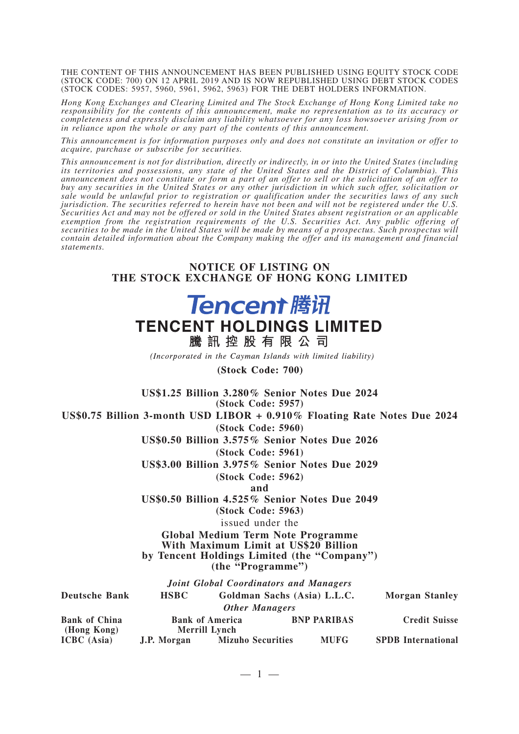THE CONTENT OF THIS ANNOUNCEMENT HAS BEEN PUBLISHED USING EQUITY STOCK CODE (STOCK CODE: 700) ON 12 APRIL 2019 AND IS NOW REPUBLISHED USING DEBT STOCK CODES (STOCK CODES: 5957, 5960, 5961, 5962, 5963) FOR THE DEBT HOLDERS INFORMATION.

*Hong Kong Exchanges and Clearing Limited and The Stock Exchange of Hong Kong Limited take no responsibility for the contents of this announcement, make no representation as to its accuracy or completeness and expressly disclaim any liability whatsoever for any loss howsoever arising from or in reliance upon the whole or any part of the contents of this announcement.*

*This announcement is for information purposes only and does not constitute an invitation or offer to acquire, purchase or subscribe for securities.*

*This announcement is not for distribution, directly or indirectly, in or into the United States (including its territories and possessions, any state of the United States and the District of Columbia). This announcement does not constitute or form a part of an offer to sell or the solicitation of an offer to buy any securities in the United States or any other jurisdiction in which such offer, solicitation or sale would be unlawful prior to registration or qualification under the securities laws of any such jurisdiction. The securities referred to herein have not been and will not be registered under the U.S. Securities Act and may not be offered or sold in the United States absent registration or an applicable exemption from the registration requirements of the U.S. Securities Act. Any public offering of securities to be made in the United States will be made by means of a prospectus. Such prospectus will contain detailed information about the Company making the offer and its management and financial statements.*

# NOTICE OF LISTING ON THE STOCK EXCHANGE OF HONG KONG LIMITED

**Tencent 腾讯**

## TENCENT HOLDINGS LIMITED
## 騰訊控股有限公司

*(Incorporated in the Cayman Islands with limited liability)*

**(Stock Code: 700)**

**US$1.25 Billion 3.280% Senior Notes Due 2024**
**(Stock Code: 5957)**

**US$0.75 Billion 3-month USD LIBOR + 0.910% Floating Rate Notes Due 2024**
**(Stock Code: 5960)**

**US$0.50 Billion 3.575% Senior Notes Due 2026**
**(Stock Code: 5961)**

**US$3.00 Billion 3.975% Senior Notes Due 2029**
**(Stock Code: 5962)**

**and**

**US$0.50 Billion 4.525% Senior Notes Due 2049**
**(Stock Code: 5963)**

issued under the

**Global Medium Term Note Programme**
**With Maximum Limit at US$20 Billion**
**by Tencent Holdings Limited (the "Company")**
**(the "Programme")**

*Joint Global Coordinators and Managers*

**Deutsche Bank** | **HSBC** | **Goldman Sachs (Asia) L.L.C.** | **Morgan Stanley**

*Other Managers*

**Bank of China (Hong Kong)** | **Bank of America Merrill Lynch** | **BNP PARIBAS** | **Credit Suisse**

**ICBC (Asia)** | **J.P. Morgan** | **Mizuho Securities** | **MUFG** | **SPDB International**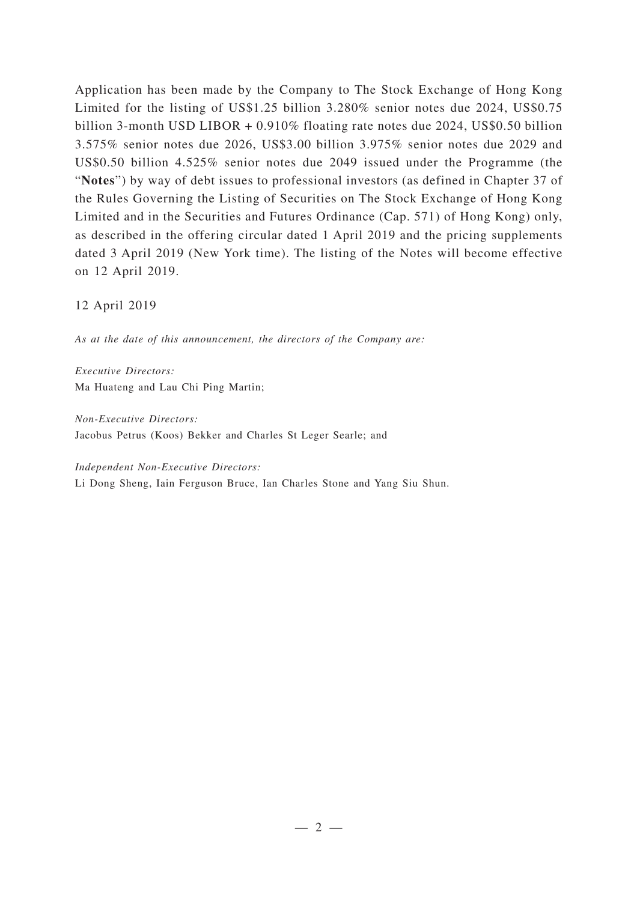Application has been made by the Company to The Stock Exchange of Hong Kong Limited for the listing of US$1.25 billion 3.280% senior notes due 2024, US$0.75 billion 3-month USD LIBOR + 0.910% floating rate notes due 2024, US$0.50 billion 3.575% senior notes due 2026, US$3.00 billion 3.975% senior notes due 2029 and US$0.50 billion 4.525% senior notes due 2049 issued under the Programme (the "**Notes**") by way of debt issues to professional investors (as defined in Chapter 37 of the Rules Governing the Listing of Securities on The Stock Exchange of Hong Kong Limited and in the Securities and Futures Ordinance (Cap. 571) of Hong Kong) only, as described in the offering circular dated 1 April 2019 and the pricing supplements dated 3 April 2019 (New York time). The listing of the Notes will become effective on 12 April 2019.

12 April 2019

*As at the date of this announcement, the directors of the Company are:*

*Executive Directors:*
Ma Huateng and Lau Chi Ping Martin;

*Non-Executive Directors:*
Jacobus Petrus (Koos) Bekker and Charles St Leger Searle; and

*Independent Non-Executive Directors:*
Li Dong Sheng, Iain Ferguson Bruce, Ian Charles Stone and Yang Siu Shun.